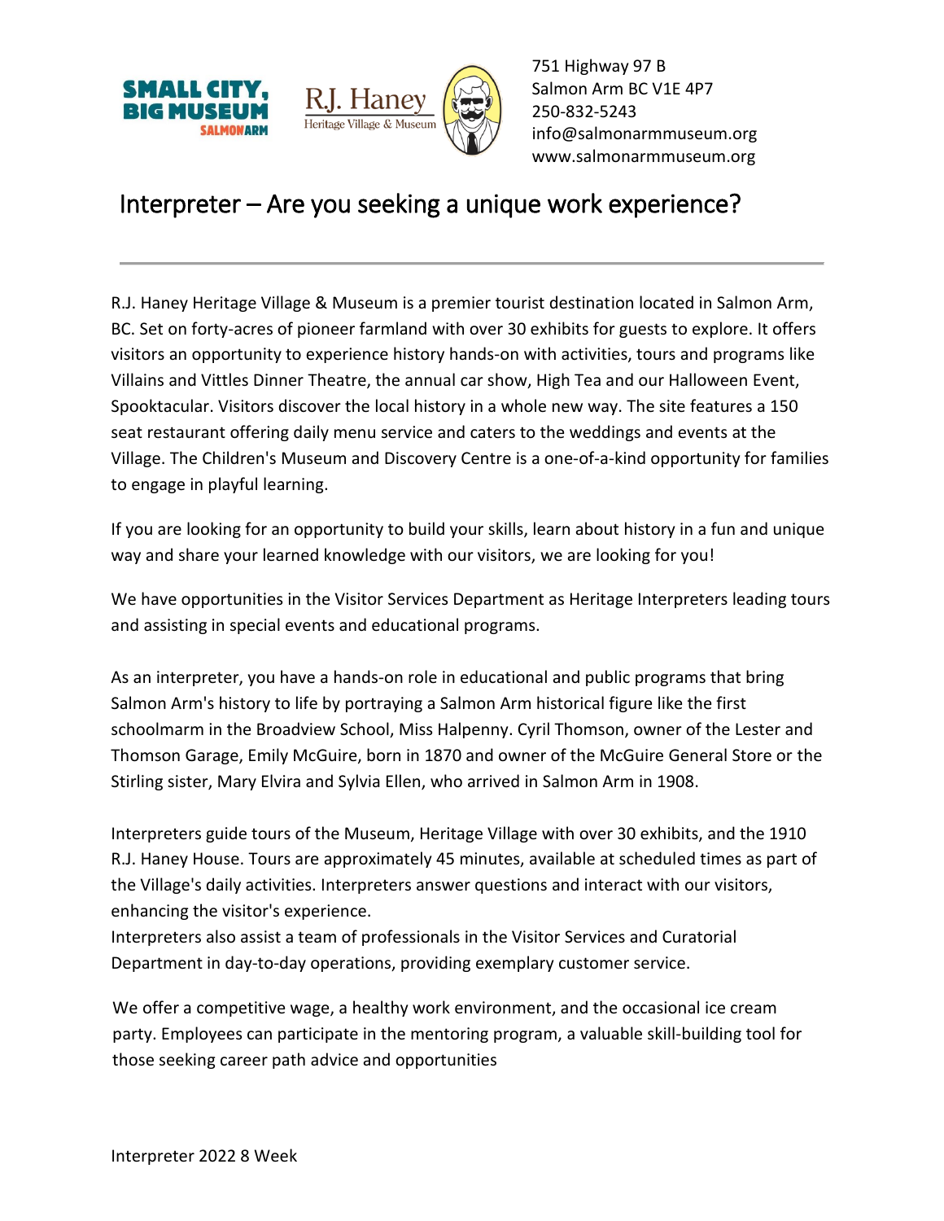751 Highway 97 B
Salmon Arm BC V1E 4P7
250-832-5243
info@salmonarmmuseum.org
www.salmonarmmuseum.org

# Interpreter – Are you seeking a unique work experience?

R.J. Haney Heritage Village & Museum is a premier tourist destination located in Salmon Arm, BC. Set on forty-acres of pioneer farmland with over 30 exhibits for guests to explore. It offers visitors an opportunity to experience history hands-on with activities, tours and programs like Villains and Vittles Dinner Theatre, the annual car show, High Tea and our Halloween Event, Spooktacular. Visitors discover the local history in a whole new way. The site features a 150 seat restaurant offering daily menu service and caters to the weddings and events at the Village. The Children's Museum and Discovery Centre is a one-of-a-kind opportunity for families to engage in playful learning.

If you are looking for an opportunity to build your skills, learn about history in a fun and unique way and share your learned knowledge with our visitors, we are looking for you!

We have opportunities in the Visitor Services Department as Heritage Interpreters leading tours and assisting in special events and educational programs.

As an interpreter, you have a hands-on role in educational and public programs that bring Salmon Arm's history to life by portraying a Salmon Arm historical figure like the first schoolmarm in the Broadview School, Miss Halpenny. Cyril Thomson, owner of the Lester and Thomson Garage, Emily McGuire, born in 1870 and owner of the McGuire General Store or the Stirling sister, Mary Elvira and Sylvia Ellen, who arrived in Salmon Arm in 1908.

Interpreters guide tours of the Museum, Heritage Village with over 30 exhibits, and the 1910 R.J. Haney House. Tours are approximately 45 minutes, available at scheduled times as part of the Village's daily activities. Interpreters answer questions and interact with our visitors, enhancing the visitor's experience.
Interpreters also assist a team of professionals in the Visitor Services and Curatorial Department in day-to-day operations, providing exemplary customer service.

We offer a competitive wage, a healthy work environment, and the occasional ice cream party. Employees can participate in the mentoring program, a valuable skill-building tool for those seeking career path advice and opportunities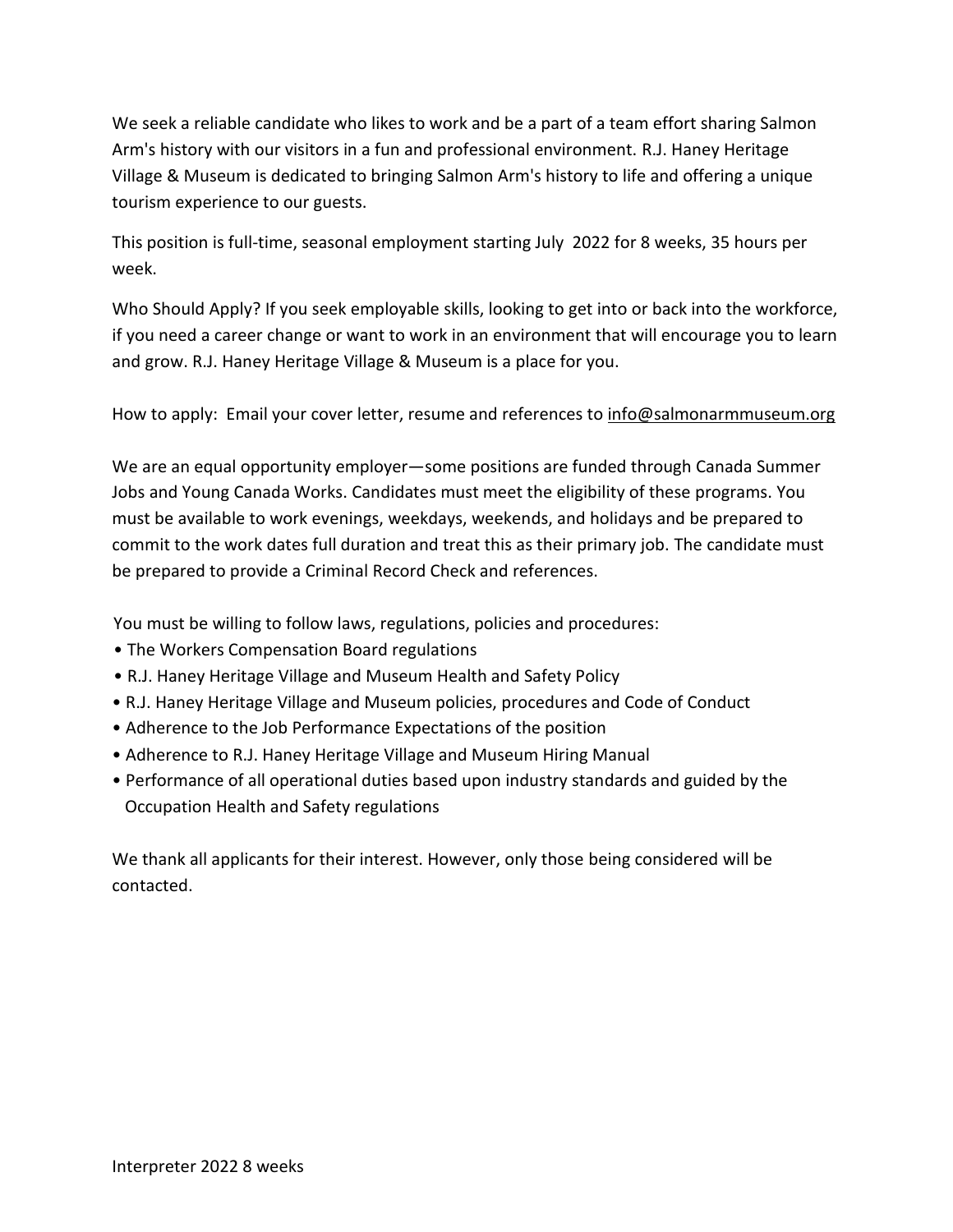We seek a reliable candidate who likes to work and be a part of a team effort sharing Salmon Arm's history with our visitors in a fun and professional environment. R.J. Haney Heritage Village & Museum is dedicated to bringing Salmon Arm's history to life and offering a unique tourism experience to our guests.

This position is full-time, seasonal employment starting July 2022 for 8 weeks, 35 hours per week.

Who Should Apply? If you seek employable skills, looking to get into or back into the workforce, if you need a career change or want to work in an environment that will encourage you to learn and grow. R.J. Haney Heritage Village & Museum is a place for you.

How to apply: Email your cover letter, resume and references to info@salmonarmmuseum.org

We are an equal opportunity employer—some positions are funded through Canada Summer Jobs and Young Canada Works. Candidates must meet the eligibility of these programs. You must be available to work evenings, weekdays, weekends, and holidays and be prepared to commit to the work dates full duration and treat this as their primary job. The candidate must be prepared to provide a Criminal Record Check and references.

You must be willing to follow laws, regulations, policies and procedures:

- The Workers Compensation Board regulations
- R.J. Haney Heritage Village and Museum Health and Safety Policy
- R.J. Haney Heritage Village and Museum policies, procedures and Code of Conduct
- Adherence to the Job Performance Expectations of the position
- Adherence to R.J. Haney Heritage Village and Museum Hiring Manual
- Performance of all operational duties based upon industry standards and guided by the Occupation Health and Safety regulations

We thank all applicants for their interest. However, only those being considered will be contacted.